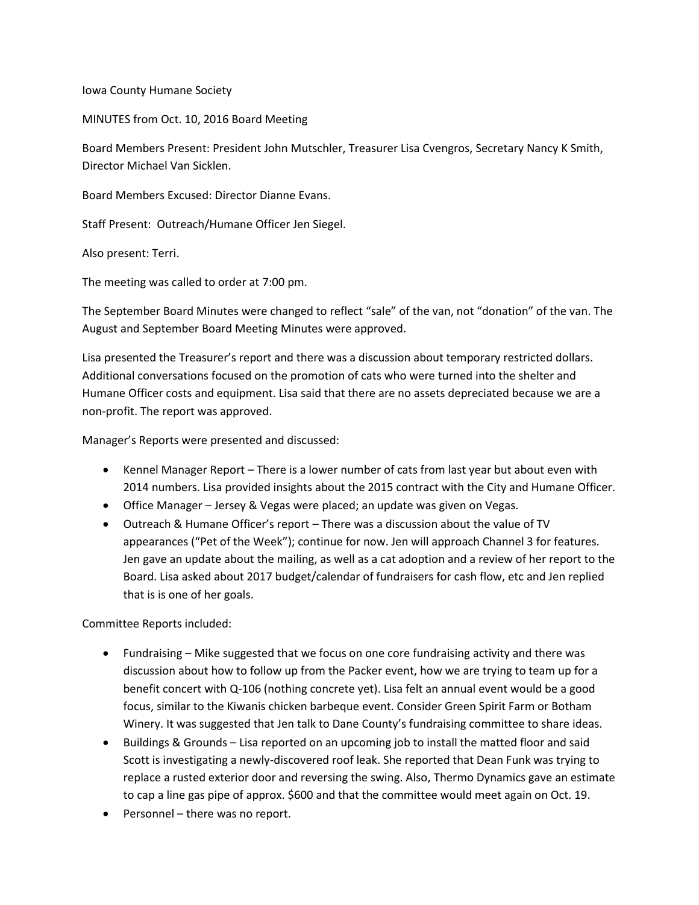Iowa County Humane Society

MINUTES from Oct. 10, 2016 Board Meeting

Board Members Present: President John Mutschler, Treasurer Lisa Cvengros, Secretary Nancy K Smith, Director Michael Van Sicklen.

Board Members Excused: Director Dianne Evans.

Staff Present: Outreach/Humane Officer Jen Siegel.

Also present: Terri.

The meeting was called to order at 7:00 pm.

The September Board Minutes were changed to reflect "sale" of the van, not "donation" of the van. The August and September Board Meeting Minutes were approved.

Lisa presented the Treasurer's report and there was a discussion about temporary restricted dollars. Additional conversations focused on the promotion of cats who were turned into the shelter and Humane Officer costs and equipment. Lisa said that there are no assets depreciated because we are a non-profit. The report was approved.

Manager's Reports were presented and discussed:

- Kennel Manager Report – There is a lower number of cats from last year but about even with 2014 numbers. Lisa provided insights about the 2015 contract with the City and Humane Officer.
- Office Manager – Jersey & Vegas were placed; an update was given on Vegas.
- Outreach & Humane Officer's report – There was a discussion about the value of TV appearances ("Pet of the Week"); continue for now. Jen will approach Channel 3 for features. Jen gave an update about the mailing, as well as a cat adoption and a review of her report to the Board. Lisa asked about 2017 budget/calendar of fundraisers for cash flow, etc and Jen replied that is is one of her goals.

Committee Reports included:

- Fundraising – Mike suggested that we focus on one core fundraising activity and there was discussion about how to follow up from the Packer event, how we are trying to team up for a benefit concert with Q-106 (nothing concrete yet). Lisa felt an annual event would be a good focus, similar to the Kiwanis chicken barbeque event. Consider Green Spirit Farm or Botham Winery. It was suggested that Jen talk to Dane County's fundraising committee to share ideas.
- Buildings & Grounds – Lisa reported on an upcoming job to install the matted floor and said Scott is investigating a newly-discovered roof leak. She reported that Dean Funk was trying to replace a rusted exterior door and reversing the swing. Also, Thermo Dynamics gave an estimate to cap a line gas pipe of approx. $600 and that the committee would meet again on Oct. 19.
- Personnel – there was no report.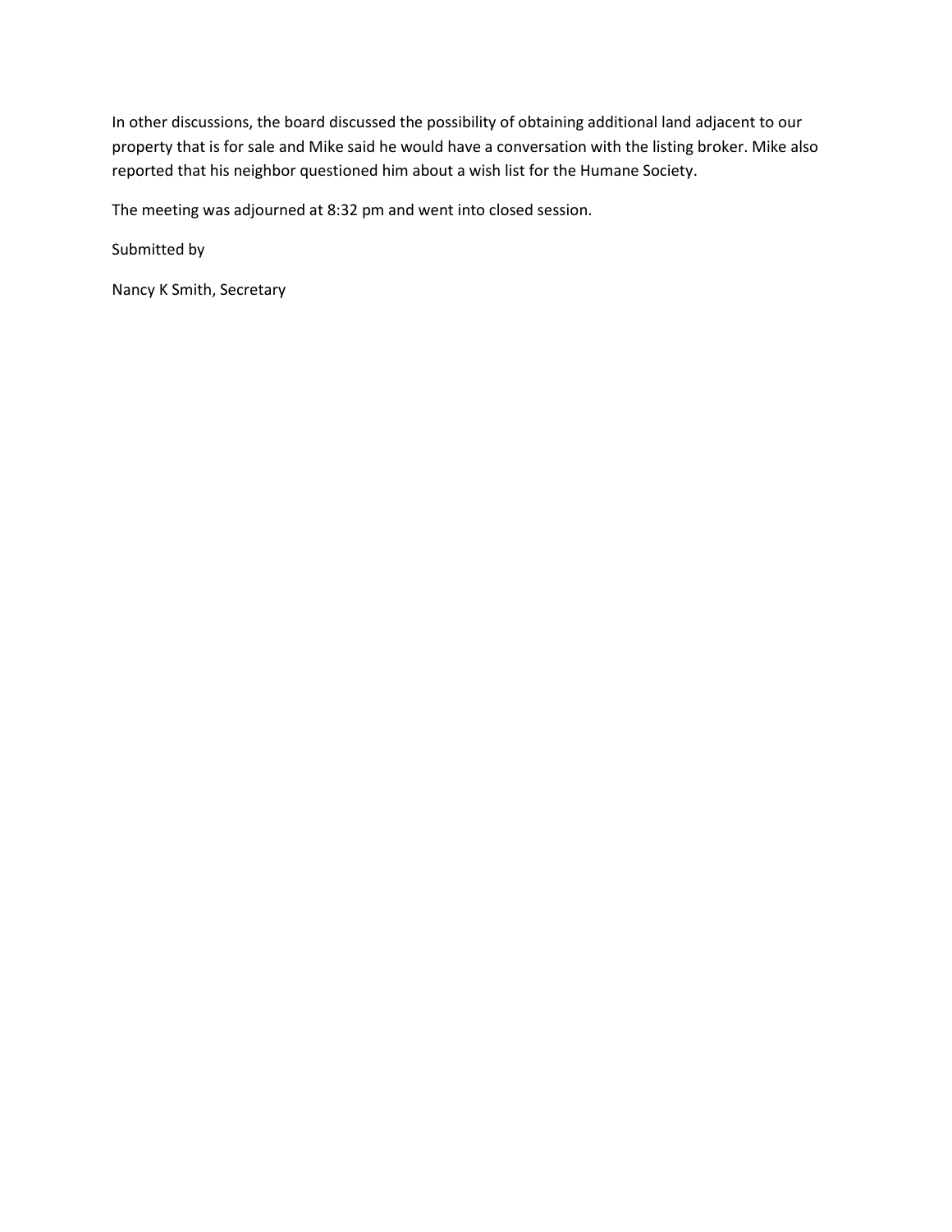In other discussions, the board discussed the possibility of obtaining additional land adjacent to our property that is for sale and Mike said he would have a conversation with the listing broker. Mike also reported that his neighbor questioned him about a wish list for the Humane Society.

The meeting was adjourned at 8:32 pm and went into closed session.

Submitted by

Nancy K Smith, Secretary